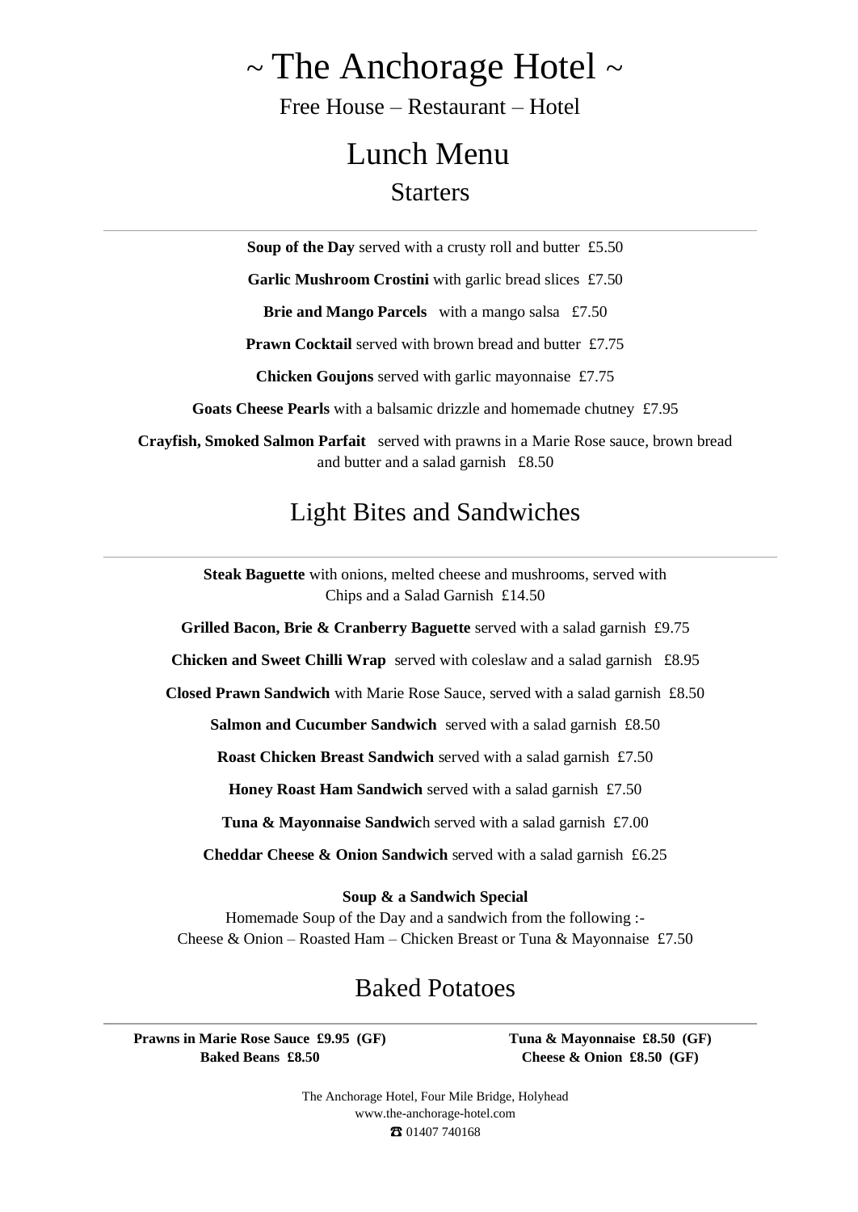# ~ The Anchorage Hotel ~

Free House – Restaurant – Hotel

## Lunch Menu

### Starters

---

**Soup of the Day** served with a crusty roll and butter £5.50

**Garlic Mushroom Crostini** with garlic bread slices £7.50

**Brie and Mango Parcels** with a mango salsa £7.50

**Prawn Cocktail** served with brown bread and butter £7.75

**Chicken Goujons** served with garlic mayonnaise £7.75

**Goats Cheese Pearls** with a balsamic drizzle and homemade chutney £7.95

**Crayfish, Smoked Salmon Parfait** served with prawns in a Marie Rose sauce, brown bread and butter and a salad garnish £8.50

### Light Bites and Sandwiches

---

**Steak Baguette** with onions, melted cheese and mushrooms, served with Chips and a Salad Garnish £14.50

**Grilled Bacon, Brie & Cranberry Baguette** served with a salad garnish £9.75

**Chicken and Sweet Chilli Wrap** served with coleslaw and a salad garnish £8.95

**Closed Prawn Sandwich** with Marie Rose Sauce, served with a salad garnish £8.50

**Salmon and Cucumber Sandwich** served with a salad garnish £8.50

**Roast Chicken Breast Sandwich** served with a salad garnish £7.50

**Honey Roast Ham Sandwich** served with a salad garnish £7.50

**Tuna & Mayonnaise Sandwic**h served with a salad garnish £7.00

**Cheddar Cheese & Onion Sandwich** served with a salad garnish £6.25

**Soup & a Sandwich Special**

Homemade Soup of the Day and a sandwich from the following :-
Cheese & Onion – Roasted Ham – Chicken Breast or Tuna & Mayonnaise £7.50

### Baked Potatoes

---

**Prawns in Marie Rose Sauce £9.95 (GF)**

**Baked Beans £8.50**

**Tuna & Mayonnaise £8.50 (GF)**

**Cheese & Onion £8.50 (GF)**

The Anchorage Hotel, Four Mile Bridge, Holyhead
www.the-anchorage-hotel.com
☎ 01407 740168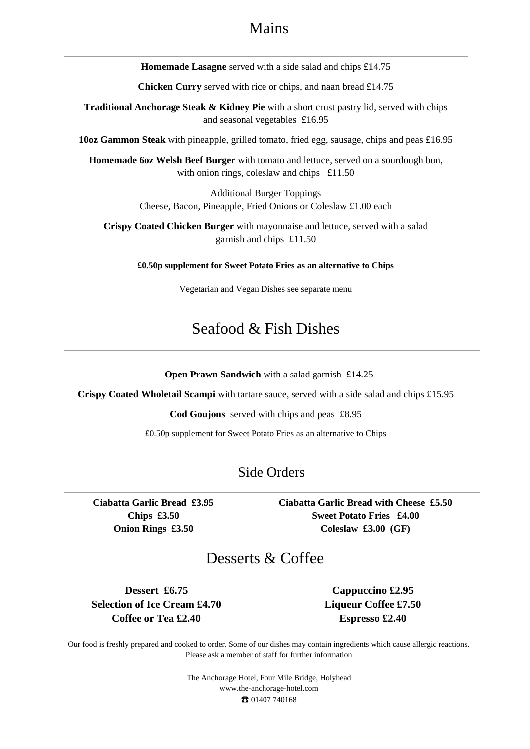# Mains

**Homemade Lasagne** served with a side salad and chips £14.75

**Chicken Curry** served with rice or chips, and naan bread £14.75

**Traditional Anchorage Steak & Kidney Pie** with a short crust pastry lid, served with chips and seasonal vegetables £16.95

**10oz Gammon Steak** with pineapple, grilled tomato, fried egg, sausage, chips and peas £16.95

**Homemade 6oz Welsh Beef Burger** with tomato and lettuce, served on a sourdough bun, with onion rings, coleslaw and chips £11.50

Additional Burger Toppings
Cheese, Bacon, Pineapple, Fried Onions or Coleslaw £1.00 each

**Crispy Coated Chicken Burger** with mayonnaise and lettuce, served with a salad garnish and chips £11.50

**£0.50p supplement for Sweet Potato Fries as an alternative to Chips**

Vegetarian and Vegan Dishes see separate menu

# Seafood & Fish Dishes

**Open Prawn Sandwich** with a salad garnish £14.25

**Crispy Coated Wholetail Scampi** with tartare sauce, served with a side salad and chips £15.95

**Cod Goujons** served with chips and peas £8.95

£0.50p supplement for Sweet Potato Fries as an alternative to Chips

# Side Orders

**Ciabatta Garlic Bread £3.95**
**Chips £3.50**
**Onion Rings £3.50**

**Ciabatta Garlic Bread with Cheese £5.50**
**Sweet Potato Fries £4.00**
**Coleslaw £3.00 (GF)**

# Desserts & Coffee

**Dessert £6.75**
**Selection of Ice Cream £4.70**
**Coffee or Tea £2.40**

**Cappuccino £2.95**
**Liqueur Coffee £7.50**
**Espresso £2.40**

Our food is freshly prepared and cooked to order. Some of our dishes may contain ingredients which cause allergic reactions. Please ask a member of staff for further information

The Anchorage Hotel, Four Mile Bridge, Holyhead
www.the-anchorage-hotel.com
☎ 01407 740168